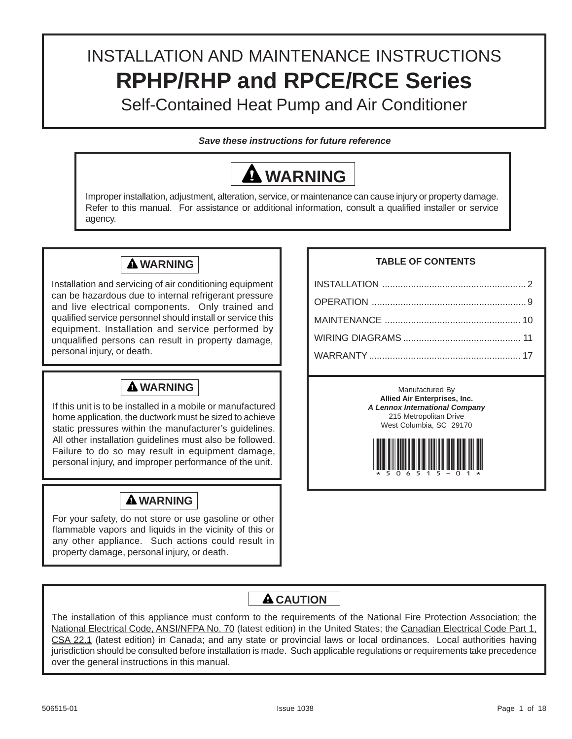# INSTALLATION AND MAINTENANCE INSTRUCTIONS

# RPHP/RHP and RPCE/RCE Series

## Self-Contained Heat Pump and Air Conditioner

***Save these instructions for future reference***

**⚠ WARNING**

Improper installation, adjustment, alteration, service, or maintenance can cause injury or property damage. Refer to this manual. For assistance or additional information, consult a qualified installer or service agency.

**⚠ WARNING**

Installation and servicing of air conditioning equipment can be hazardous due to internal refrigerant pressure and live electrical components. Only trained and qualified service personnel should install or service this equipment. Installation and service performed by unqualified persons can result in property damage, personal injury, or death.

**⚠ WARNING**

If this unit is to be installed in a mobile or manufactured home application, the ductwork must be sized to achieve static pressures within the manufacturer's guidelines. All other installation guidelines must also be followed. Failure to do so may result in equipment damage, personal injury, and improper performance of the unit.

**⚠ WARNING**

For your safety, do not store or use gasoline or other flammable vapors and liquids in the vicinity of this or any other appliance. Such actions could result in property damage, personal injury, or death.

**TABLE OF CONTENTS**

| | |
|---|---|
| INSTALLATION | 2 |
| OPERATION | 9 |
| MAINTENANCE | 10 |
| WIRING DIAGRAMS | 11 |
| WARRANTY | 17 |

Manufactured By
**Allied Air Enterprises, Inc.**
***A Lennox International Company***
215 Metropolitan Drive
West Columbia, SC 29170

*506515-01*

**⚠ CAUTION**

The installation of this appliance must conform to the requirements of the National Fire Protection Association; the National Electrical Code, ANSI/NFPA No. 70 (latest edition) in the United States; the Canadian Electrical Code Part 1, CSA 22.1 (latest edition) in Canada; and any state or provincial laws or local ordinances. Local authorities having jurisdiction should be consulted before installation is made. Such applicable regulations or requirements take precedence over the general instructions in this manual.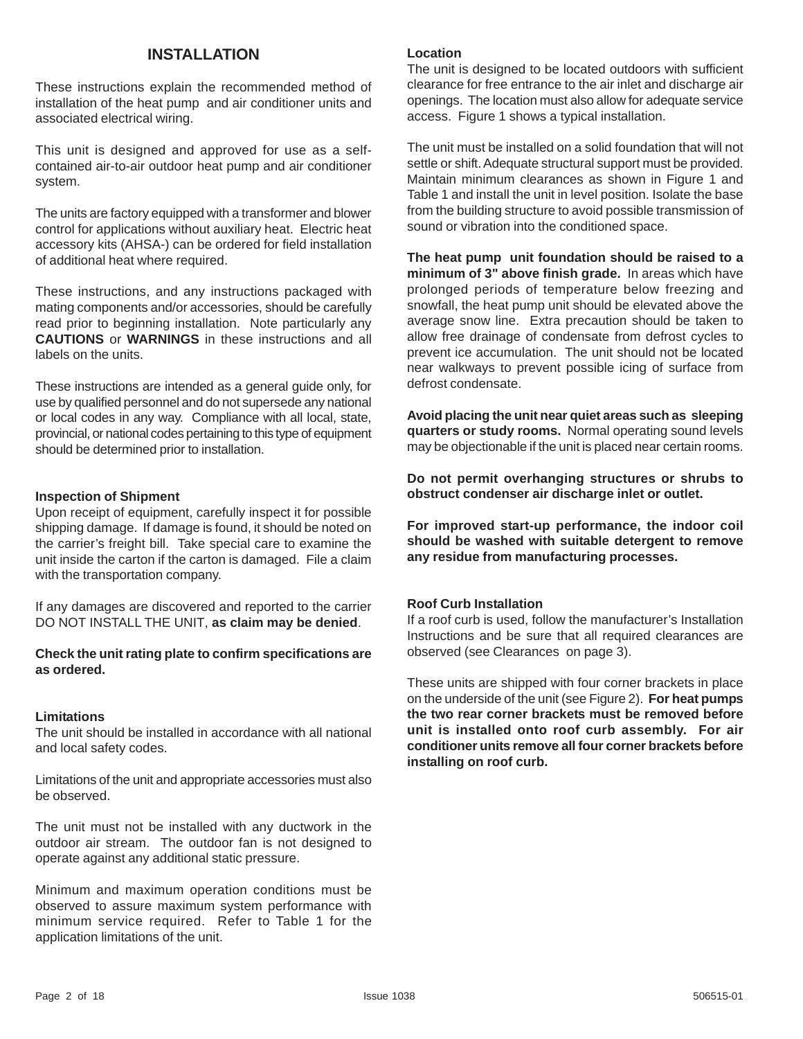# INSTALLATION

These instructions explain the recommended method of installation of the heat pump and air conditioner units and associated electrical wiring.

This unit is designed and approved for use as a self-contained air-to-air outdoor heat pump and air conditioner system.

The units are factory equipped with a transformer and blower control for applications without auxiliary heat. Electric heat accessory kits (AHSA-) can be ordered for field installation of additional heat where required.

These instructions, and any instructions packaged with mating components and/or accessories, should be carefully read prior to beginning installation. Note particularly any **CAUTIONS** or **WARNINGS** in these instructions and all labels on the units.

These instructions are intended as a general guide only, for use by qualified personnel and do not supersede any national or local codes in any way. Compliance with all local, state, provincial, or national codes pertaining to this type of equipment should be determined prior to installation.

### Inspection of Shipment

Upon receipt of equipment, carefully inspect it for possible shipping damage. If damage is found, it should be noted on the carrier's freight bill. Take special care to examine the unit inside the carton if the carton is damaged. File a claim with the transportation company.

If any damages are discovered and reported to the carrier DO NOT INSTALL THE UNIT, **as claim may be denied**.

**Check the unit rating plate to confirm specifications are as ordered.**

### Limitations

The unit should be installed in accordance with all national and local safety codes.

Limitations of the unit and appropriate accessories must also be observed.

The unit must not be installed with any ductwork in the outdoor air stream. The outdoor fan is not designed to operate against any additional static pressure.

Minimum and maximum operation conditions must be observed to assure maximum system performance with minimum service required. Refer to Table 1 for the application limitations of the unit.

### Location

The unit is designed to be located outdoors with sufficient clearance for free entrance to the air inlet and discharge air openings. The location must also allow for adequate service access. Figure 1 shows a typical installation.

The unit must be installed on a solid foundation that will not settle or shift. Adequate structural support must be provided. Maintain minimum clearances as shown in Figure 1 and Table 1 and install the unit in level position. Isolate the base from the building structure to avoid possible transmission of sound or vibration into the conditioned space.

**The heat pump unit foundation should be raised to a minimum of 3" above finish grade.** In areas which have prolonged periods of temperature below freezing and snowfall, the heat pump unit should be elevated above the average snow line. Extra precaution should be taken to allow free drainage of condensate from defrost cycles to prevent ice accumulation. The unit should not be located near walkways to prevent possible icing of surface from defrost condensate.

**Avoid placing the unit near quiet areas such as sleeping quarters or study rooms.** Normal operating sound levels may be objectionable if the unit is placed near certain rooms.

**Do not permit overhanging structures or shrubs to obstruct condenser air discharge inlet or outlet.**

**For improved start-up performance, the indoor coil should be washed with suitable detergent to remove any residue from manufacturing processes.**

### Roof Curb Installation

If a roof curb is used, follow the manufacturer's Installation Instructions and be sure that all required clearances are observed (see Clearances on page 3).

These units are shipped with four corner brackets in place on the underside of the unit (see Figure 2). **For heat pumps the two rear corner brackets must be removed before unit is installed onto roof curb assembly. For air conditioner units remove all four corner brackets before installing on roof curb.**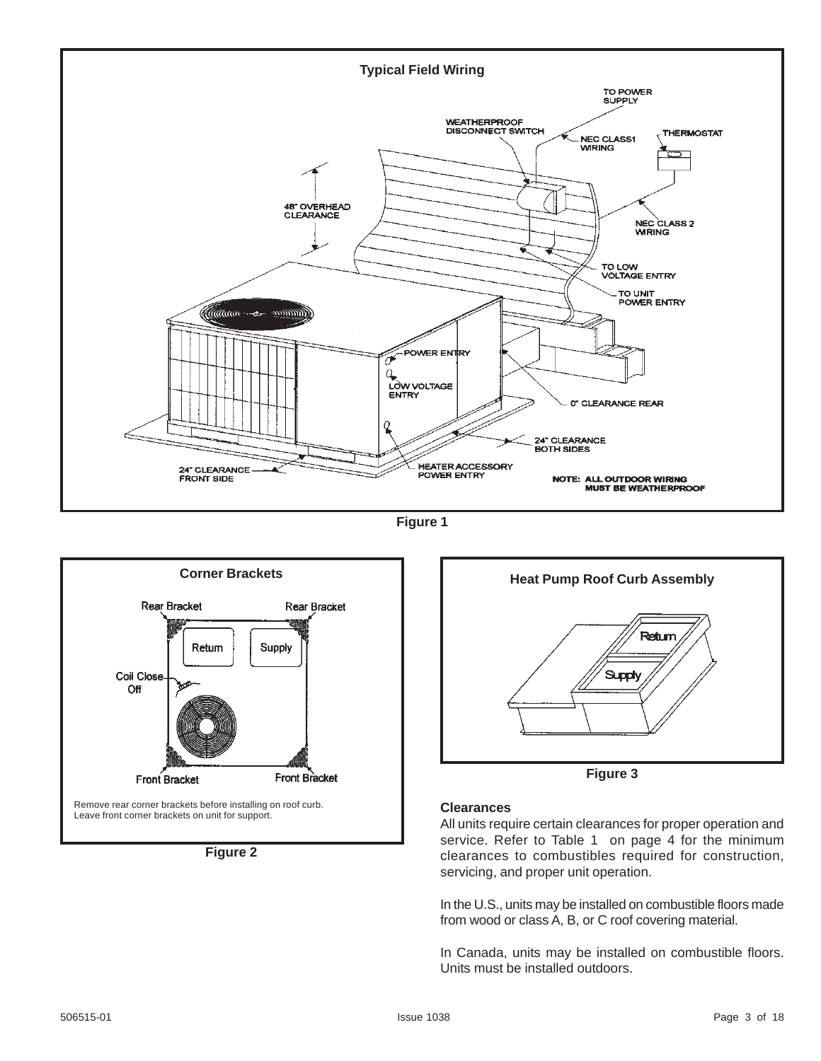**Typical Field Wiring**

TO POWER SUPPLY

WEATHERPROOF DISCONNECT SWITCH

NEC CLASS1 WIRING

THERMOSTAT

48" OVERHEAD CLEARANCE

NEC CLASS 2 WIRING

TO LOW VOLTAGE ENTRY

TO UNIT POWER ENTRY

POWER ENTRY

LOW VOLTAGE ENTRY

0" CLEARANCE REAR

24" CLEARANCE BOTH SIDES

24" CLEARANCE FRONT SIDE

HEATER ACCESSORY POWER ENTRY

NOTE: ALL OUTDOOR WIRING MUST BE WEATHERPROOF

**Figure 1**

**Corner Brackets**

Rear Bracket

Rear Bracket

Return

Supply

Coil Close Off

Front Bracket

Front Bracket

Remove rear corner brackets before installing on roof curb.
Leave front corner brackets on unit for support.

**Figure 2**

**Heat Pump Roof Curb Assembly**

Return

Supply

**Figure 3**

### Clearances

All units require certain clearances for proper operation and service. Refer to Table 1 on page 4 for the minimum clearances to combustibles required for construction, servicing, and proper unit operation.

In the U.S., units may be installed on combustible floors made from wood or class A, B, or C roof covering material.

In Canada, units may be installed on combustible floors. Units must be installed outdoors.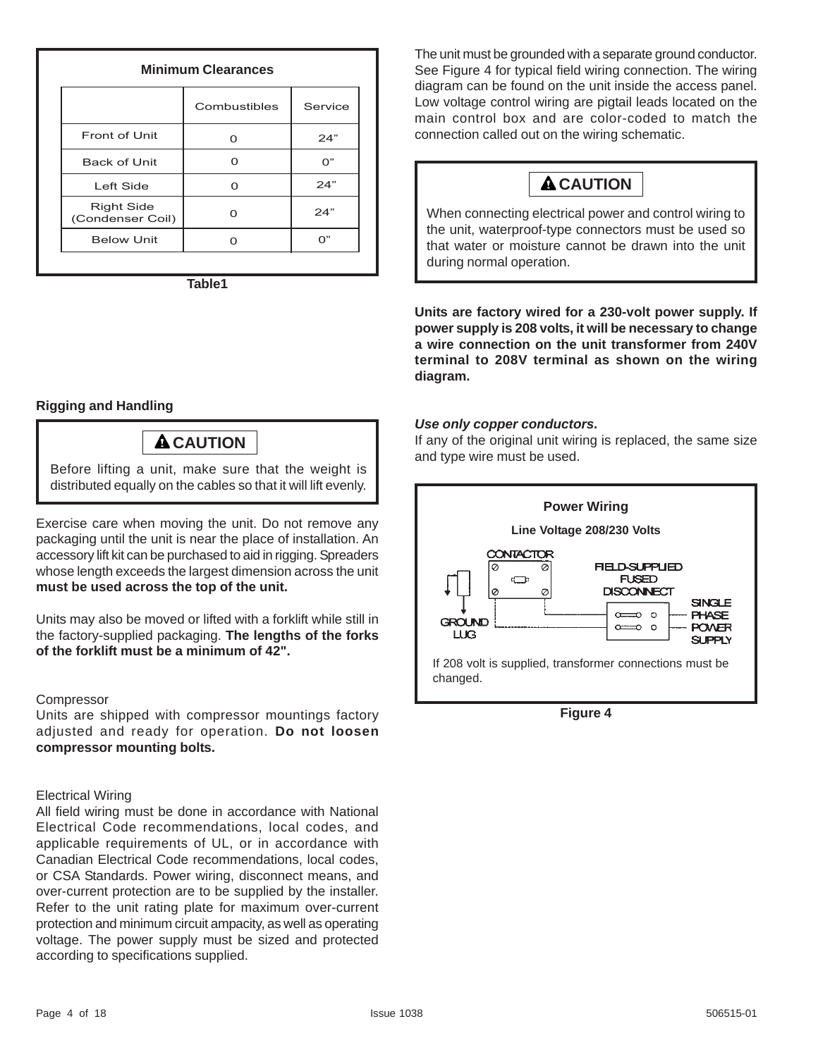**Minimum Clearances**

| | Combustibles | Service |
|---|---|---|
| Front of Unit | 0 | 24" |
| Back of Unit | 0 | 0" |
| Left Side | 0 | 24" |
| Right Side (Condenser Coil) | 0 | 24" |
| Below Unit | 0 | 0" |

**Table1**

**Rigging and Handling**

> **⚠ CAUTION**
>
> Before lifting a unit, make sure that the weight is distributed equally on the cables so that it will lift evenly.

Exercise care when moving the unit. Do not remove any packaging until the unit is near the place of installation. An accessory lift kit can be purchased to aid in rigging. Spreaders whose length exceeds the largest dimension across the unit **must be used across the top of the unit.**

Units may also be moved or lifted with a forklift while still in the factory-supplied packaging. **The lengths of the forks of the forklift must be a minimum of 42".**

Compressor

Units are shipped with compressor mountings factory adjusted and ready for operation. **Do not loosen compressor mounting bolts.**

Electrical Wiring

All field wiring must be done in accordance with National Electrical Code recommendations, local codes, and applicable requirements of UL, or in accordance with Canadian Electrical Code recommendations, local codes, or CSA Standards. Power wiring, disconnect means, and over-current protection are to be supplied by the installer. Refer to the unit rating plate for maximum over-current protection and minimum circuit ampacity, as well as operating voltage. The power supply must be sized and protected according to specifications supplied.

The unit must be grounded with a separate ground conductor. See Figure 4 for typical field wiring connection. The wiring diagram can be found on the unit inside the access panel. Low voltage control wiring are pigtail leads located on the main control box and are color-coded to match the connection called out on the wiring schematic.

> **⚠ CAUTION**
>
> When connecting electrical power and control wiring to the unit, waterproof-type connectors must be used so that water or moisture cannot be drawn into the unit during normal operation.

**Units are factory wired for a 230-volt power supply. If power supply is 208 volts, it will be necessary to change a wire connection on the unit transformer from 240V terminal to 208V terminal as shown on the wiring diagram.**

***Use only copper conductors.***

If any of the original unit wiring is replaced, the same size and type wire must be used.

**Power Wiring**

**Line Voltage 208/230 Volts**

CONTACTOR

FIELD-SUPPLIED FUSED DISCONNECT

SINGLE PHASE POWER SUPPLY

GROUND LUG

If 208 volt is supplied, transformer connections must be changed.

**Figure 4**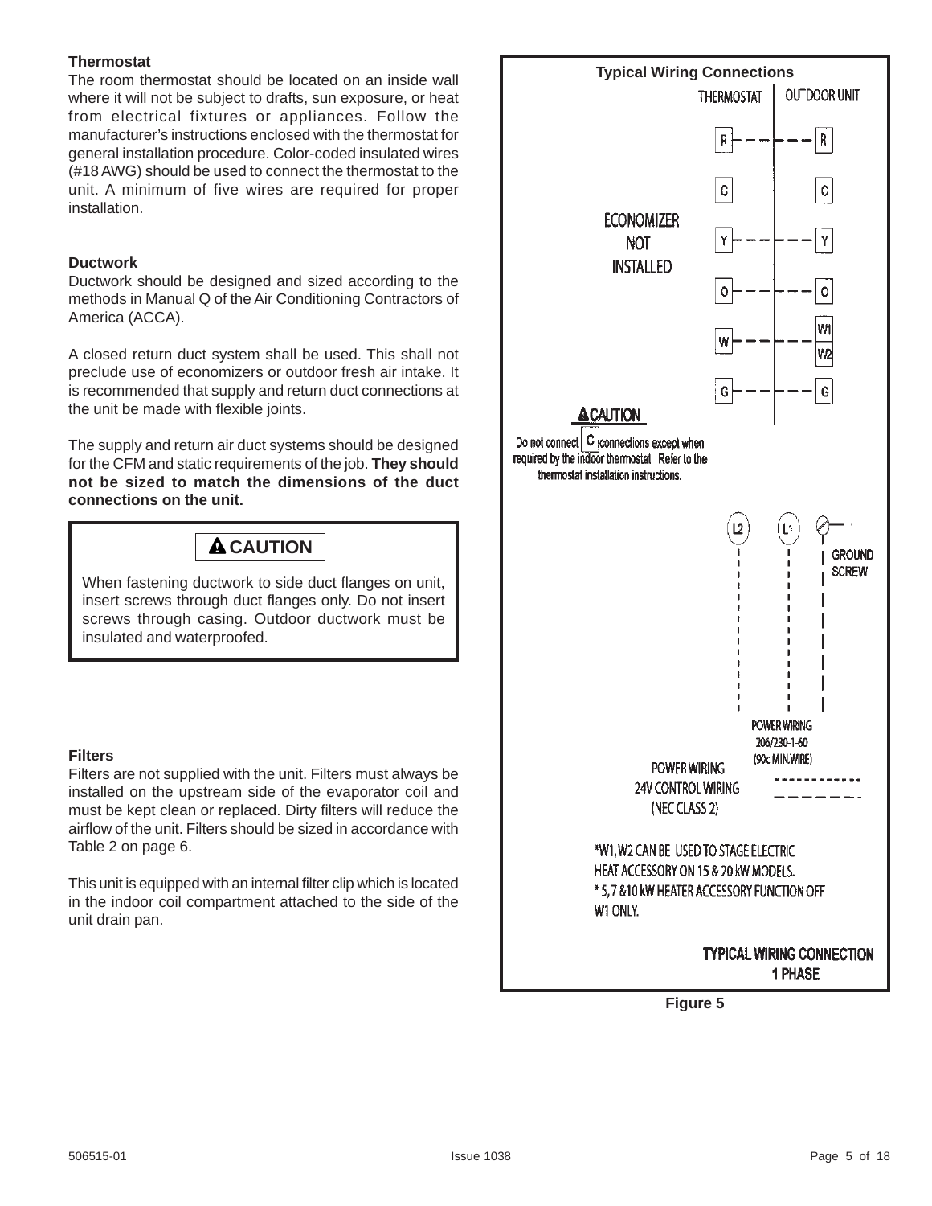### Thermostat

The room thermostat should be located on an inside wall where it will not be subject to drafts, sun exposure, or heat from electrical fixtures or appliances. Follow the manufacturer's instructions enclosed with the thermostat for general installation procedure. Color-coded insulated wires (#18 AWG) should be used to connect the thermostat to the unit. A minimum of five wires are required for proper installation.

### Ductwork

Ductwork should be designed and sized according to the methods in Manual Q of the Air Conditioning Contractors of America (ACCA).

A closed return duct system shall be used. This shall not preclude use of economizers or outdoor fresh air intake. It is recommended that supply and return duct connections at the unit be made with flexible joints.

The supply and return air duct systems should be designed for the CFM and static requirements of the job. **They should not be sized to match the dimensions of the duct connections on the unit.**

> **⚠ CAUTION**
>
> When fastening ductwork to side duct flanges on unit, insert screws through duct flanges only. Do not insert screws through casing. Outdoor ductwork must be insulated and waterproofed.

### Filters

Filters are not supplied with the unit. Filters must always be installed on the upstream side of the evaporator coil and must be kept clean or replaced. Dirty filters will reduce the airflow of the unit. Filters should be sized in accordance with Table 2 on page 6.

This unit is equipped with an internal filter clip which is located in the indoor coil compartment attached to the side of the unit drain pan.

**Typical Wiring Connections**

| THERMOSTAT | OUTDOOR UNIT |
|---|---|
| R | R |
| C | C |
| Y | Y |
| O | O |
| W | W1 / W2 |
| G | G |

ECONOMIZER NOT INSTALLED

**⚠ CAUTION**
Do not connect C connections except when required by the indoor thermostat. Refer to the thermostat installation instructions.

L2 — L1 — GROUND SCREW

POWER WIRING 208/230-1-60 (90c MIN.WIRE)

POWER WIRING ------------

24V CONTROL WIRING (NEC CLASS 2) — — — — —

*W1, W2 CAN BE USED TO STAGE ELECTRIC HEAT ACCESSORY ON 15 & 20 kW MODELS.
* 5, 7 &10 kW HEATER ACCESSORY FUNCTION OFF W1 ONLY.

**TYPICAL WIRING CONNECTION 1 PHASE**

**Figure 5**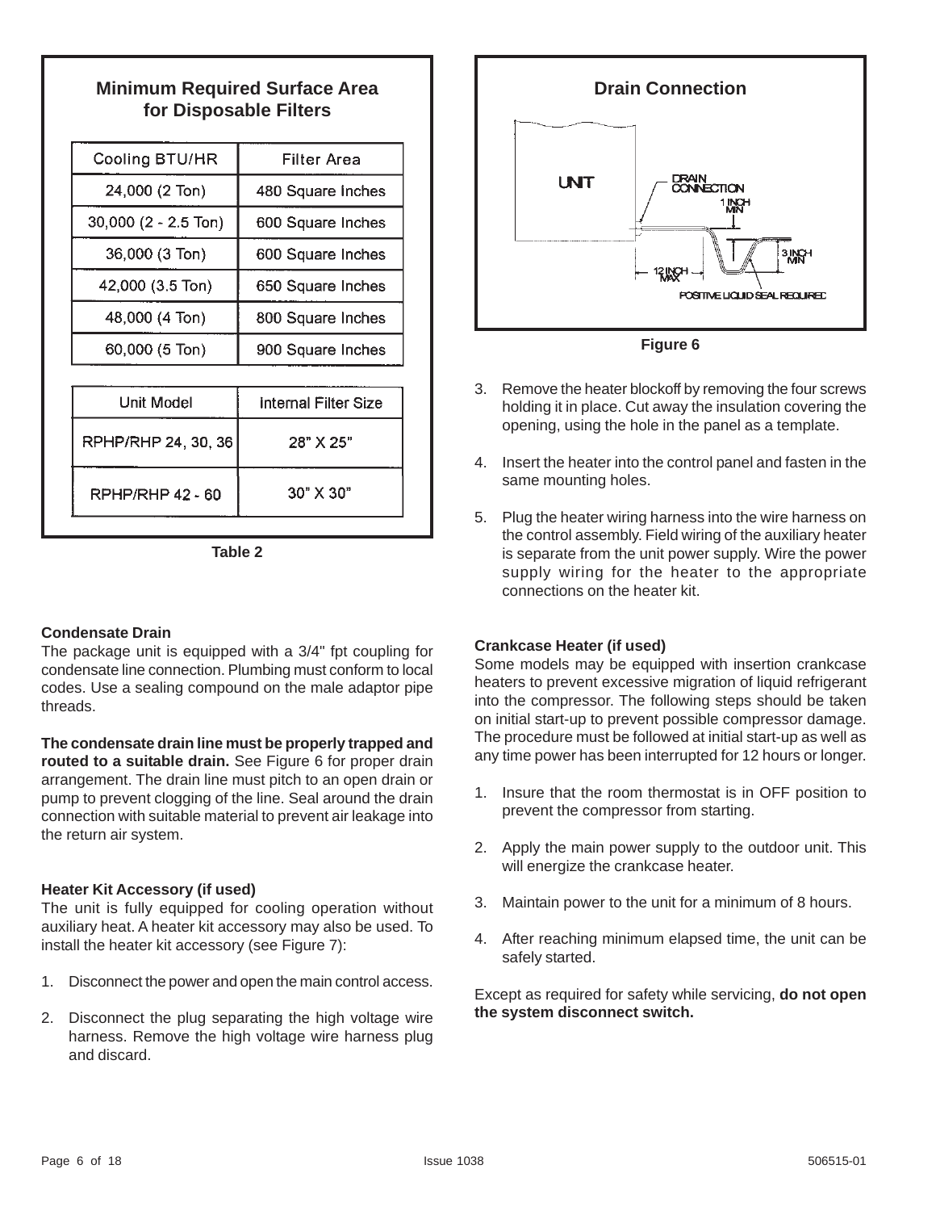## Minimum Required Surface Area for Disposable Filters

| Cooling BTU/HR | Filter Area |
|---|---|
| 24,000 (2 Ton) | 480 Square Inches |
| 30,000 (2 - 2.5 Ton) | 600 Square Inches |
| 36,000 (3 Ton) | 600 Square Inches |
| 42,000 (3.5 Ton) | 650 Square Inches |
| 48,000 (4 Ton) | 800 Square Inches |
| 60,000 (5 Ton) | 900 Square Inches |

| Unit Model | Internal Filter Size |
|---|---|
| RPHP/RHP 24, 30, 36 | 28" X 25" |
| RPHP/RHP 42 - 60 | 30" X 30" |

Table 2

### Condensate Drain

The package unit is equipped with a 3/4" fpt coupling for condensate line connection. Plumbing must conform to local codes. Use a sealing compound on the male adaptor pipe threads.

**The condensate drain line must be properly trapped and routed to a suitable drain.** See Figure 6 for proper drain arrangement. The drain line must pitch to an open drain or pump to prevent clogging of the line. Seal around the drain connection with suitable material to prevent air leakage into the return air system.

### Heater Kit Accessory (if used)

The unit is fully equipped for cooling operation without auxiliary heat. A heater kit accessory may also be used. To install the heater kit accessory (see Figure 7):

1. Disconnect the power and open the main control access.
2. Disconnect the plug separating the high voltage wire harness. Remove the high voltage wire harness plug and discard.

## Drain Connection

UNIT

DRAIN CONNECTION

1 INCH MIN

3 INCH MIN

12 INCH MAX

POSITIVE LIQUID SEAL REQUIRED

Figure 6

3. Remove the heater blockoff by removing the four screws holding it in place. Cut away the insulation covering the opening, using the hole in the panel as a template.
4. Insert the heater into the control panel and fasten in the same mounting holes.
5. Plug the heater wiring harness into the wire harness on the control assembly. Field wiring of the auxiliary heater is separate from the unit power supply. Wire the power supply wiring for the heater to the appropriate connections on the heater kit.

### Crankcase Heater (if used)

Some models may be equipped with insertion crankcase heaters to prevent excessive migration of liquid refrigerant into the compressor. The following steps should be taken on initial start-up to prevent possible compressor damage. The procedure must be followed at initial start-up as well as any time power has been interrupted for 12 hours or longer.

1. Insure that the room thermostat is in OFF position to prevent the compressor from starting.
2. Apply the main power supply to the outdoor unit. This will energize the crankcase heater.
3. Maintain power to the unit for a minimum of 8 hours.
4. After reaching minimum elapsed time, the unit can be safely started.

Except as required for safety while servicing, **do not open the system disconnect switch.**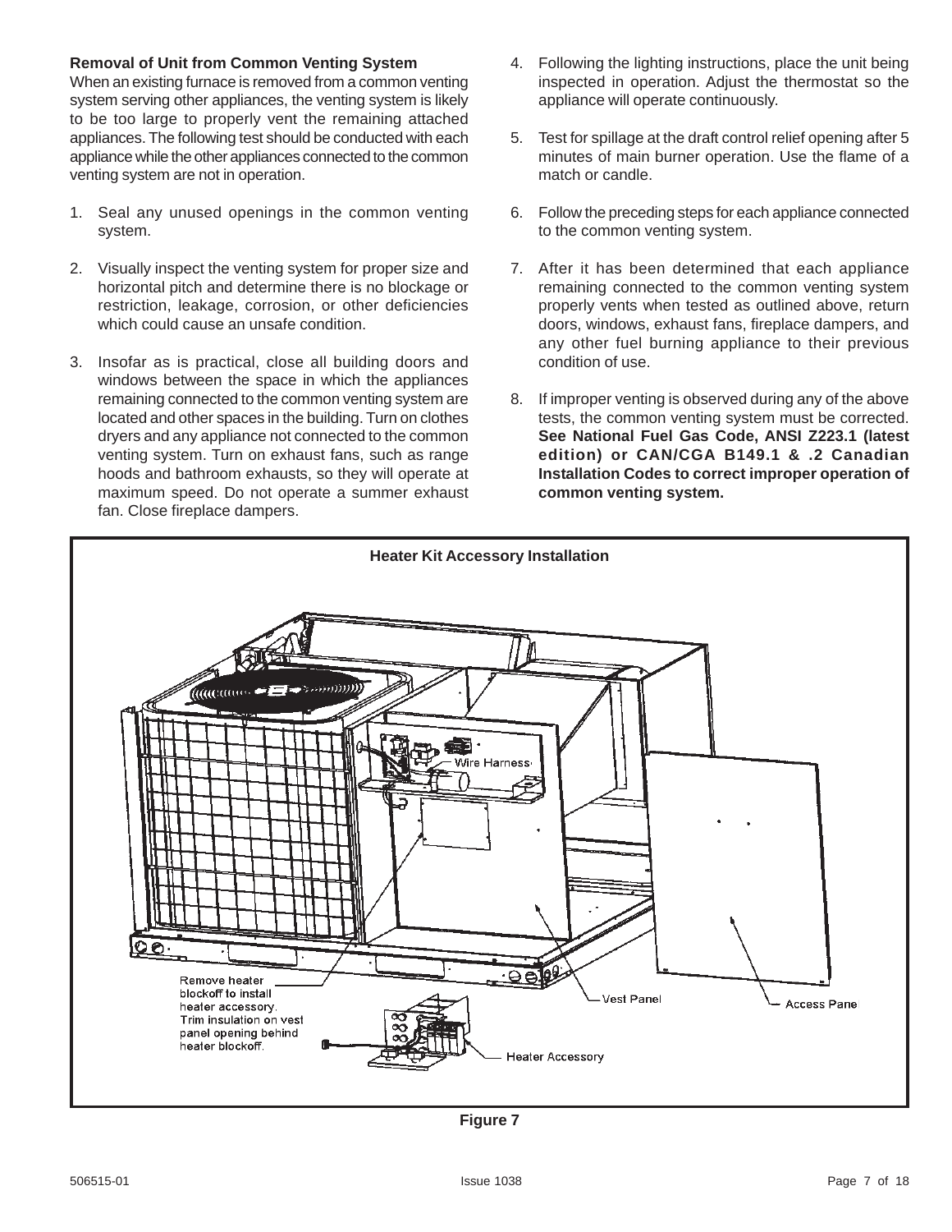**Removal of Unit from Common Venting System**

When an existing furnace is removed from a common venting system serving other appliances, the venting system is likely to be too large to properly vent the remaining attached appliances. The following test should be conducted with each appliance while the other appliances connected to the common venting system are not in operation.

1. Seal any unused openings in the common venting system.
2. Visually inspect the venting system for proper size and horizontal pitch and determine there is no blockage or restriction, leakage, corrosion, or other deficiencies which could cause an unsafe condition.
3. Insofar as is practical, close all building doors and windows between the space in which the appliances remaining connected to the common venting system are located and other spaces in the building. Turn on clothes dryers and any appliance not connected to the common venting system. Turn on exhaust fans, such as range hoods and bathroom exhausts, so they will operate at maximum speed. Do not operate a summer exhaust fan. Close fireplace dampers.
4. Following the lighting instructions, place the unit being inspected in operation. Adjust the thermostat so the appliance will operate continuously.
5. Test for spillage at the draft control relief opening after 5 minutes of main burner operation. Use the flame of a match or candle.
6. Follow the preceding steps for each appliance connected to the common venting system.
7. After it has been determined that each appliance remaining connected to the common venting system properly vents when tested as outlined above, return doors, windows, exhaust fans, fireplace dampers, and any other fuel burning appliance to their previous condition of use.
8. If improper venting is observed during any of the above tests, the common venting system must be corrected. **See National Fuel Gas Code, ANSI Z223.1 (latest edition) or CAN/CGA B149.1 & .2 Canadian Installation Codes to correct improper operation of common venting system.**

**Heater Kit Accessory Installation**

Wire Harness

Remove heater blockoff to install heater accessory. Trim insulation on vest panel opening behind heater blockoff.

Vest Panel

Access Panel

Heater Accessory

**Figure 7**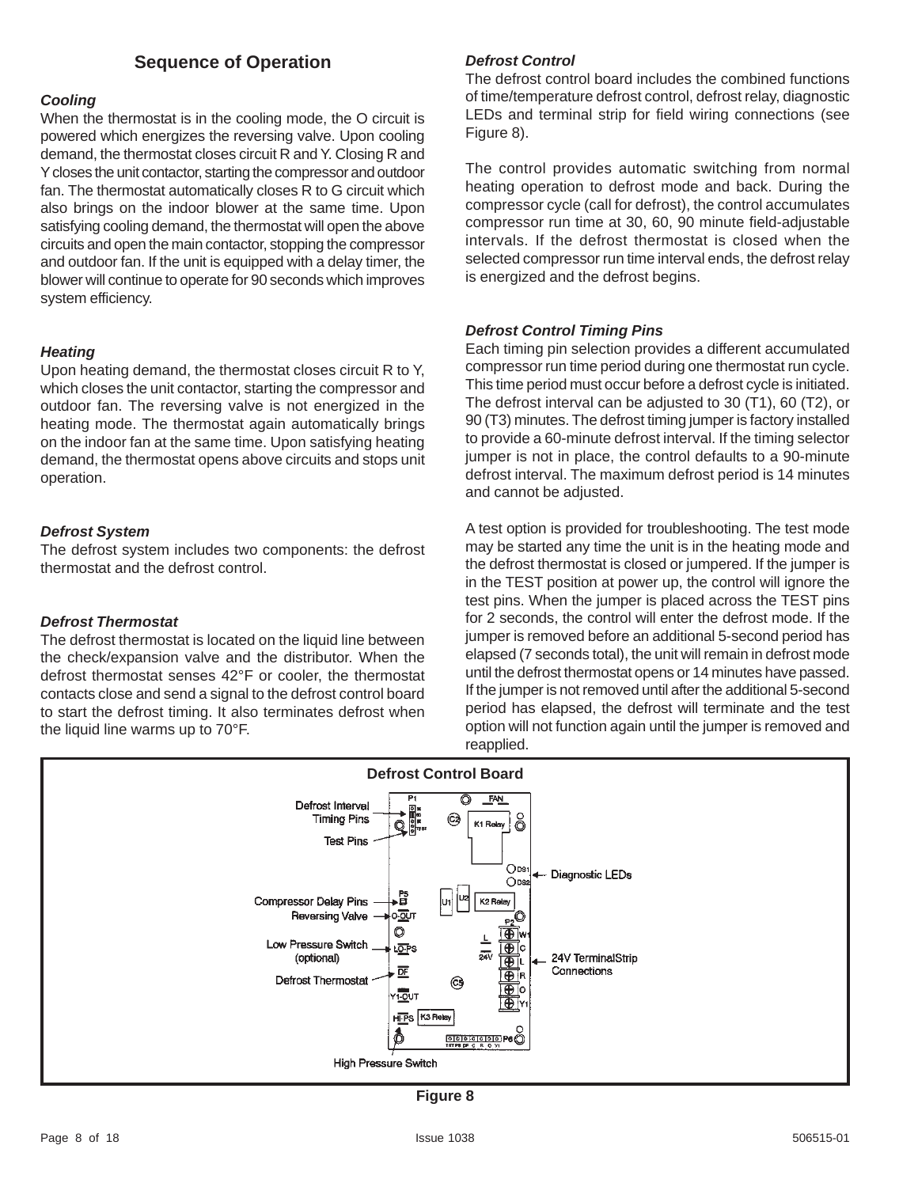## Sequence of Operation

### *Cooling*

When the thermostat is in the cooling mode, the O circuit is powered which energizes the reversing valve. Upon cooling demand, the thermostat closes circuit R and Y. Closing R and Y closes the unit contactor, starting the compressor and outdoor fan. The thermostat automatically closes R to G circuit which also brings on the indoor blower at the same time. Upon satisfying cooling demand, the thermostat will open the above circuits and open the main contactor, stopping the compressor and outdoor fan. If the unit is equipped with a delay timer, the blower will continue to operate for 90 seconds which improves system efficiency.

### *Heating*

Upon heating demand, the thermostat closes circuit R to Y, which closes the unit contactor, starting the compressor and outdoor fan. The reversing valve is not energized in the heating mode. The thermostat again automatically brings on the indoor fan at the same time. Upon satisfying heating demand, the thermostat opens above circuits and stops unit operation.

### *Defrost System*

The defrost system includes two components: the defrost thermostat and the defrost control.

### *Defrost Thermostat*

The defrost thermostat is located on the liquid line between the check/expansion valve and the distributor. When the defrost thermostat senses 42°F or cooler, the thermostat contacts close and send a signal to the defrost control board to start the defrost timing. It also terminates defrost when the liquid line warms up to 70°F.

### *Defrost Control*

The defrost control board includes the combined functions of time/temperature defrost control, defrost relay, diagnostic LEDs and terminal strip for field wiring connections (see Figure 8).

The control provides automatic switching from normal heating operation to defrost mode and back. During the compressor cycle (call for defrost), the control accumulates compressor run time at 30, 60, 90 minute field-adjustable intervals. If the defrost thermostat is closed when the selected compressor run time interval ends, the defrost relay is energized and the defrost begins.

### *Defrost Control Timing Pins*

Each timing pin selection provides a different accumulated compressor run time period during one thermostat run cycle. This time period must occur before a defrost cycle is initiated. The defrost interval can be adjusted to 30 (T1), 60 (T2), or 90 (T3) minutes. The defrost timing jumper is factory installed to provide a 60-minute defrost interval. If the timing selector jumper is not in place, the control defaults to a 90-minute defrost interval. The maximum defrost period is 14 minutes and cannot be adjusted.

A test option is provided for troubleshooting. The test mode may be started any time the unit is in the heating mode and the defrost thermostat is closed or jumpered. If the jumper is in the TEST position at power up, the control will ignore the test pins. When the jumper is placed across the TEST pins for 2 seconds, the control will enter the defrost mode. If the jumper is removed before an additional 5-second period has elapsed (7 seconds total), the unit will remain in defrost mode until the defrost thermostat opens or 14 minutes have passed. If the jumper is not removed until after the additional 5-second period has elapsed, the defrost will terminate and the test option will not function again until the jumper is removed and reapplied.

**Defrost Control Board**

Defrost Interval Timing Pins
Test Pins
Compressor Delay Pins
Reversing Valve
Low Pressure Switch (optional)
Defrost Thermostat
High Pressure Switch
Diagnostic LEDs
24V TerminalStrip Connections
P1
FAN
C2
K1 Relay
DS1
DS2
P5
O-OUT
U1
U2
K2 Relay
P2
LO-PS
L
24V
W1
C
L
R
O
Y1
DF
C5
Y1-OUT
HI-PS
K3 Relay
P6

**Figure 8**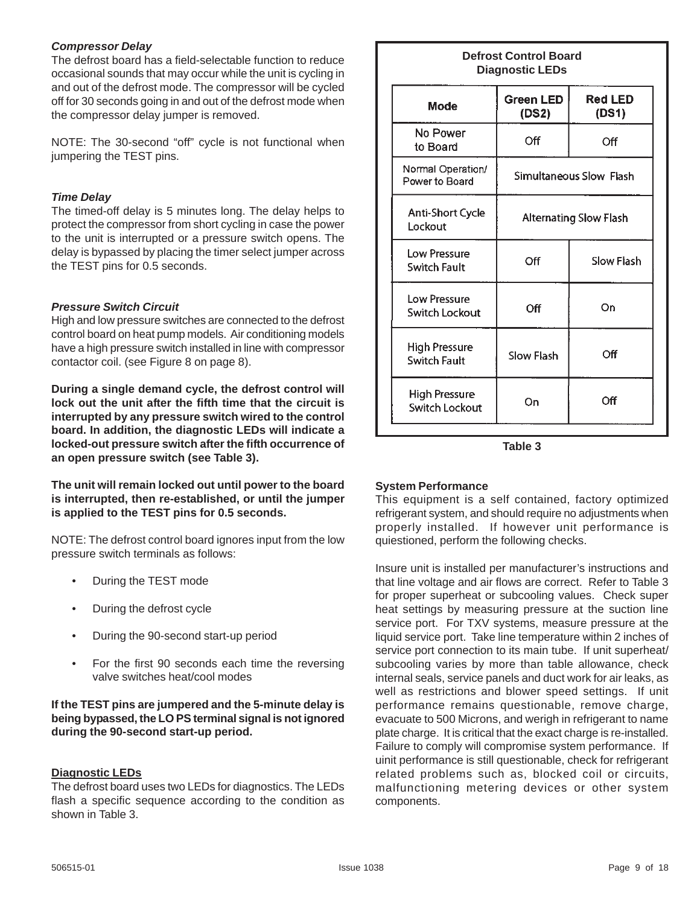### *Compressor Delay*

The defrost board has a field-selectable function to reduce occasional sounds that may occur while the unit is cycling in and out of the defrost mode. The compressor will be cycled off for 30 seconds going in and out of the defrost mode when the compressor delay jumper is removed.

NOTE: The 30-second “off” cycle is not functional when jumpering the TEST pins.

### *Time Delay*

The timed-off delay is 5 minutes long. The delay helps to protect the compressor from short cycling in case the power to the unit is interrupted or a pressure switch opens. The delay is bypassed by placing the timer select jumper across the TEST pins for 0.5 seconds.

### *Pressure Switch Circuit*

High and low pressure switches are connected to the defrost control board on heat pump models. Air conditioning models have a high pressure switch installed in line with compressor contactor coil. (see Figure 8 on page 8).

**During a single demand cycle, the defrost control will lock out the unit after the fifth time that the circuit is interrupted by any pressure switch wired to the control board. In addition, the diagnostic LEDs will indicate a locked-out pressure switch after the fifth occurrence of an open pressure switch (see Table 3).**

**The unit will remain locked out until power to the board is interrupted, then re-established, or until the jumper is applied to the TEST pins for 0.5 seconds.**

NOTE: The defrost control board ignores input from the low pressure switch terminals as follows:

- During the TEST mode
- During the defrost cycle
- During the 90-second start-up period
- For the first 90 seconds each time the reversing valve switches heat/cool modes

**If the TEST pins are jumpered and the 5-minute delay is being bypassed, the LO PS terminal signal is not ignored during the 90-second start-up period.**

### Diagnostic LEDs

The defrost board uses two LEDs for diagnostics. The LEDs flash a specific sequence according to the condition as shown in Table 3.

**Defrost Control Board Diagnostic LEDs**

| Mode | Green LED (DS2) | Red LED (DS1) |
|---|---|---|
| No Power to Board | Off | Off |
| Normal Operation/ Power to Board | Simultaneous Slow Flash | |
| Anti-Short Cycle Lockout | Alternating Slow Flash | |
| Low Pressure Switch Fault | Off | Slow Flash |
| Low Pressure Switch Lockout | Off | On |
| High Pressure Switch Fault | Slow Flash | Off |
| High Pressure Switch Lockout | On | Off |

**Table 3**

### System Performance

This equipment is a self contained, factory optimized refrigerant system, and should require no adjustments when properly installed. If however unit performance is quiestioned, perform the following checks.

Insure unit is installed per manufacturer’s instructions and that line voltage and air flows are correct. Refer to Table 3 for proper superheat or subcooling values. Check super heat settings by measuring pressure at the suction line service port. For TXV systems, measure pressure at the liquid service port. Take line temperature within 2 inches of service port connection to its main tube. If unit superheat/ subcooling varies by more than table allowance, check internal seals, service panels and duct work for air leaks, as well as restrictions and blower speed settings. If unit performance remains questionable, remove charge, evacuate to 500 Microns, and werigh in refrigerant to name plate charge. It is critical that the exact charge is re-installed. Failure to comply will compromise system performance. If uinit performance is still questionable, check for refrigerant related problems such as, blocked coil or circuits, malfunctioning metering devices or other system components.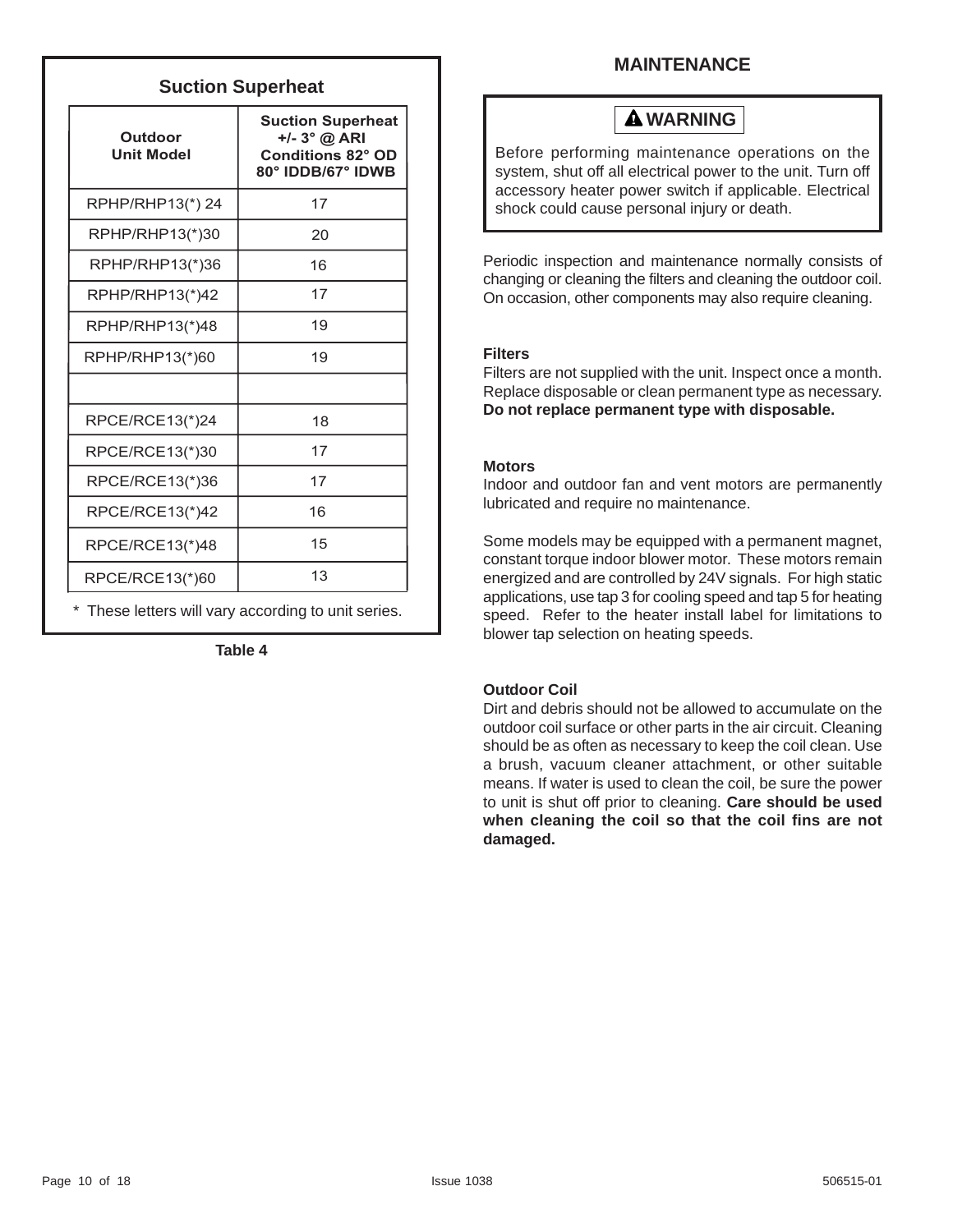## Suction Superheat

| Outdoor Unit Model | Suction Superheat +/- 3° @ ARI Conditions 82° OD 80° IDDB/67° IDWB |
|---|---|
| RPHP/RHP13(*) 24 | 17 |
| RPHP/RHP13(*)30 | 20 |
| RPHP/RHP13(*)36 | 16 |
| RPHP/RHP13(*)42 | 17 |
| RPHP/RHP13(*)48 | 19 |
| RPHP/RHP13(*)60 | 19 |
| | |
| RPCE/RCE13(*)24 | 18 |
| RPCE/RCE13(*)30 | 17 |
| RPCE/RCE13(*)36 | 17 |
| RPCE/RCE13(*)42 | 16 |
| RPCE/RCE13(*)48 | 15 |
| RPCE/RCE13(*)60 | 13 |

\* These letters will vary according to unit series.

**Table 4**

## MAINTENANCE

> **⚠ WARNING**
>
> Before performing maintenance operations on the system, shut off all electrical power to the unit. Turn off accessory heater power switch if applicable. Electrical shock could cause personal injury or death.

Periodic inspection and maintenance normally consists of changing or cleaning the filters and cleaning the outdoor coil. On occasion, other components may also require cleaning.

**Filters**

Filters are not supplied with the unit. Inspect once a month. Replace disposable or clean permanent type as necessary. **Do not replace permanent type with disposable.**

**Motors**

Indoor and outdoor fan and vent motors are permanently lubricated and require no maintenance.

Some models may be equipped with a permanent magnet, constant torque indoor blower motor. These motors remain energized and are controlled by 24V signals. For high static applications, use tap 3 for cooling speed and tap 5 for heating speed. Refer to the heater install label for limitations to blower tap selection on heating speeds.

**Outdoor Coil**

Dirt and debris should not be allowed to accumulate on the outdoor coil surface or other parts in the air circuit. Cleaning should be as often as necessary to keep the coil clean. Use a brush, vacuum cleaner attachment, or other suitable means. If water is used to clean the coil, be sure the power to unit is shut off prior to cleaning. **Care should be used when cleaning the coil so that the coil fins are not damaged.**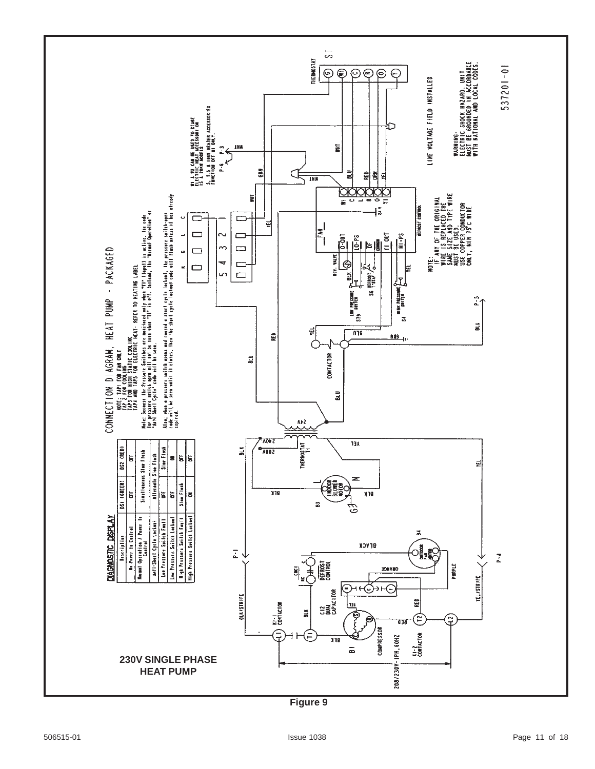CONNECTION DIAGRAM, HEAT PUMP - PACKAGED

NOTE: TAP1 FOR FAN ONLY
TAP 2 FOR COOLING
TAP3 FOR HIGH STATIC COOLING
TAP4 AND TAP5 FOR ELECTRIC HEAT- REFER TO HEATING LABEL

Note: Because the Pressure Switches are monitored only when "Y1" (Input) is active, the code for pressure switch open will not be seen when "Y1" is off. Instead, the "Normal Operation" or "Anti Short Cycle" code will be seen.

Also, when a pressure switch opens and caused a short cycle lockout, the pressure switch-open code will be seen until it closes, then the short cycle lockout code will flash unless it has already expired.

**DIAGNOSTIC DISPLAY**

| Description | DS1 (GREEN) | DS2 (RED) |
|---|---|---|
| No Power to Control | OFF | OFF |
| Normal Operation / Power to Control | Simultaneous Slow Flash | Simultaneous Slow Flash |
| Anti-Short Cycle Lockout | Alternate Slow Flash | Alternate Slow Flash |
| Low Pressure Switch Fault | OFF | Slow Flash |
| Low Pressure Switch Lockout | OFF | ON |
| High Pressure Switch Fault | Slow Flash | OFF |
| High Pressure Switch Lockout | ON | OFF |

W1 & W2 CAN BE USED TO STAGE ELECTRIC HEAT ACCESSORY ON 15 & 20KW MODELS

5, 7.5 & 10KW HEATER ACCESSORIES FUNCTION OFF W1 ONLY.

LINE VOLTAGE FIELD INSTALLED

WARNING-
ELECTRIC SHOCK HAZARD. UNIT MUST BE GROUNDED IN ACCORDANCE WITH NATIONAL AND LOCAL CODES.

NOTE:
IF ANY OF THE ORIGINAL WIRE IS REPLACED THE SAME SIZE AND TYPE WIRE MUST BE USED.
USE COPPER CONDUCTOR ONLY, MIN 75°C WIRE

537201-01

**230V SINGLE PHASE HEAT PUMP**

Figure 9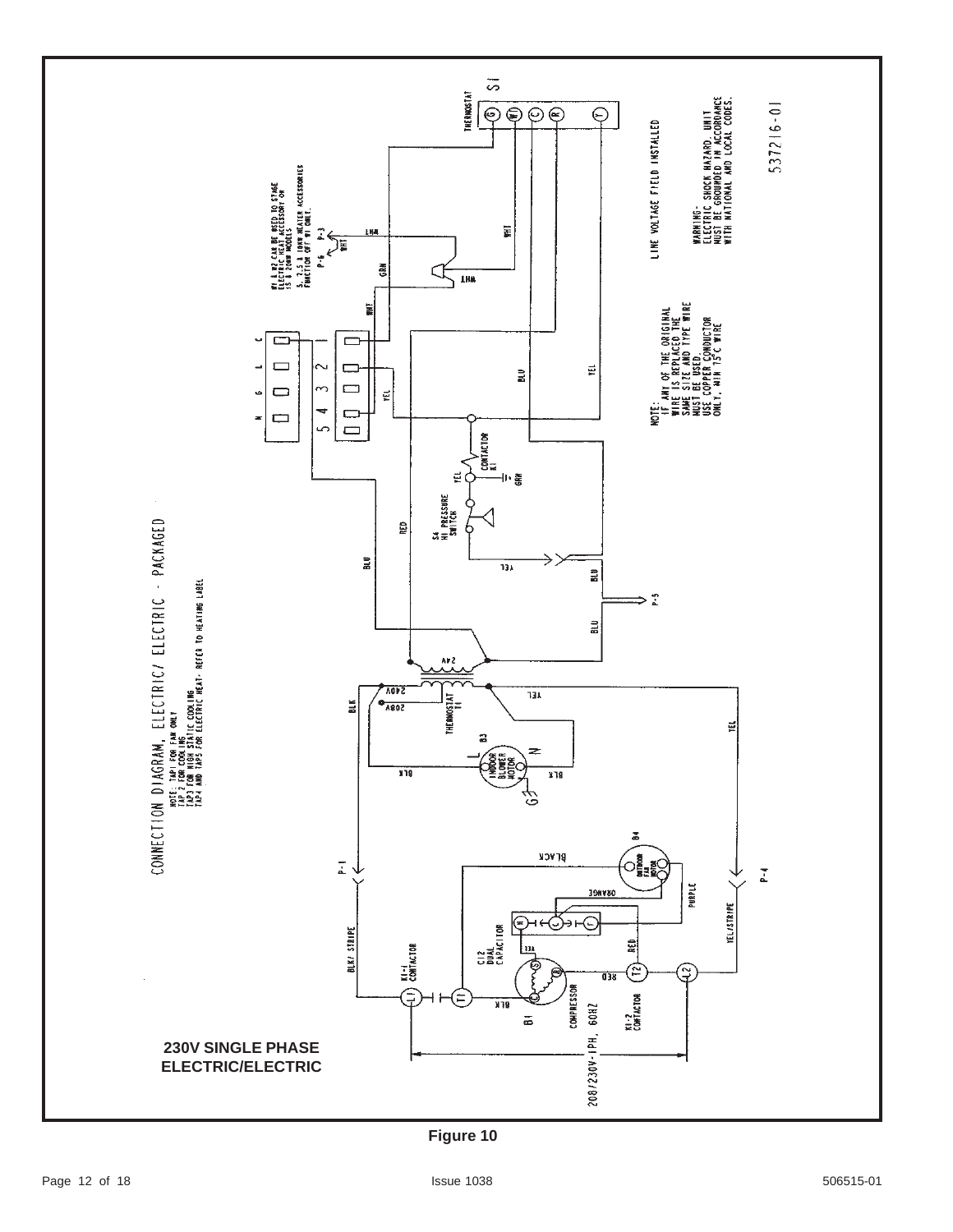CONNECTION DIAGRAM, ELECTRIC/ELECTRIC - PACKAGED

NOTE: TAP1 FOR FAN ONLY
TAP 2 FOR COOLING
TAP3 FOR HIGH STATIC COOLING
TAP4 AND TAP5 FOR ELECTRIC HEAT- REFER TO HEATING LABEL

W1 & W2 CAN BE USED TO STAGE ELECTRIC HEAT ACCESSORY ON 15 & 20KW MODELS

5, 7.5 & 10KW HEATER ACCESSORIES FUNCTION OFF W1 ONLY.

THERMOSTAT S1

G W1 C R Y

LINE VOLTAGE FIELD INSTALLED

NOTE:
IF ANY OF THE ORIGINAL WIRE IS REPLACED THE SAME SIZE AND TYPE WIRE MUST BE USED.
USE COPPER CONDUCTOR ONLY, MIN 75°C WIRE

WARNING-
ELECTRIC SHOCK HAZARD. UNIT MUST BE GROUNDED IN ACCORDANCE WITH NATIONAL AND LOCAL CODES.

537216-01

N G L C

5 4 3 2 1

CONTACTOR K1

S4 HI PRESSURE SWITCH

P-3 P-6 P-5 P-1 P-4

24V 240V 208V

THERMOSTAT T1

B3 INDOOR BLOWER MOTOR

B4 OUTDOOR FAN MOTOR

C12 DUAL CAPACITOR

B1 COMPRESSOR

K1-1 CONTACTOR

K1-2 CONTACTOR

208/230V-1PH, 60HZ

**230V SINGLE PHASE ELECTRIC/ELECTRIC**

**Figure 10**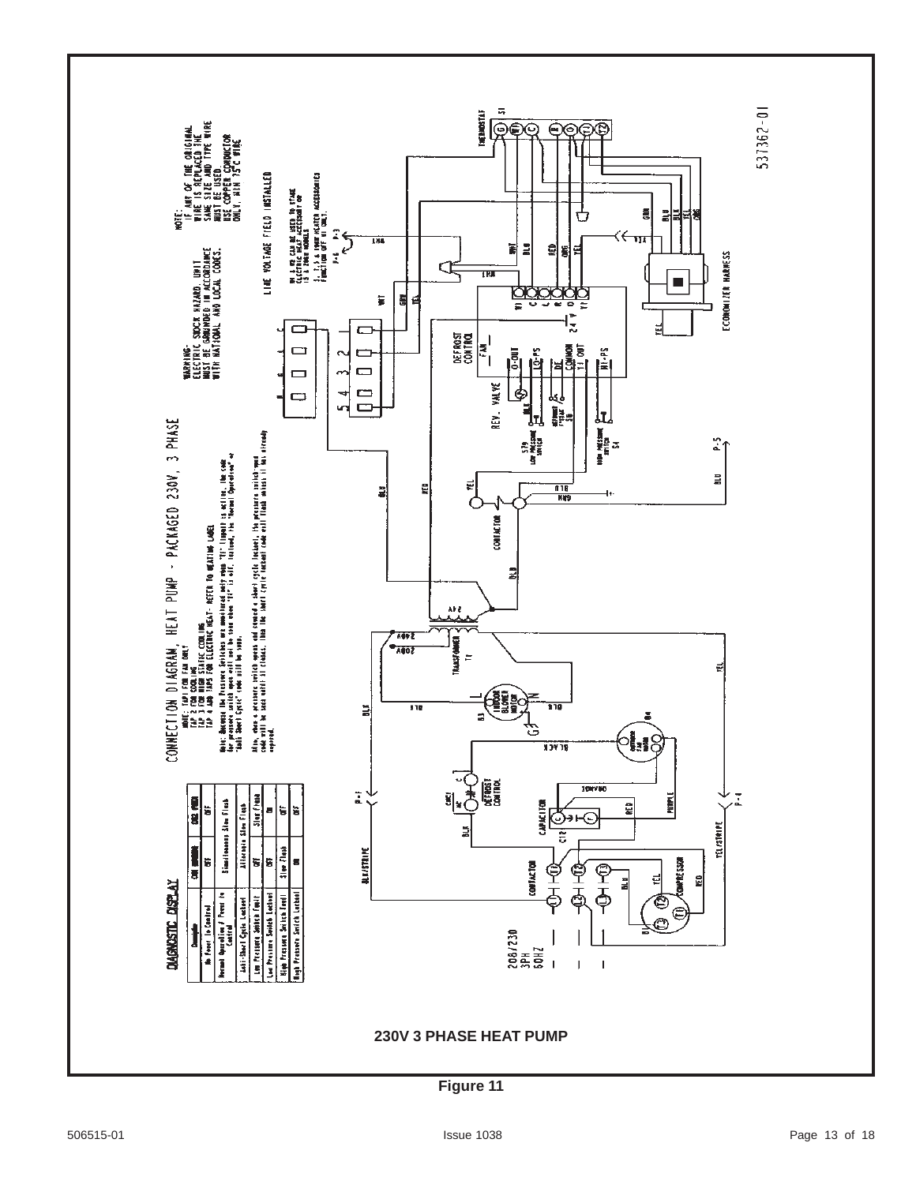**DIAGNOSTIC DISPLAY**

| Condition | CM1 (GREEN) | CM2 (RED) |
|---|---|---|
| No Power to Control | OFF | OFF |
| Normal Operation / Power to Control | Simultaneous Slow Flash | |
| Anti-Short Cycle Lockout | Alternate Slow Flash | |
| Low Pressure Switch Fault | OFF | Slow Flash |
| Low Pressure Switch Lockout | OFF | ON |
| High Pressure Switch Fault | Slow Flash | OFF |
| High Pressure Switch Lockout | ON | OFF |

CONNECTION DIAGRAM, HEAT PUMP - PACKAGED 230V, 3 PHASE

NOTE: TAP 1 FOR FAN ONLY
TAP 2 FOR COOLING
TAP 3 FOR HIGH STATIC COOLING
TAP 4 AND TAPS FOR ELECTRIC HEAT - REFER TO HEATING LABEL

WARNING-
ELECTRIC SHOCK HAZARD, UNIT MUST BE GROUNDED IN ACCORDANCE WITH NATIONAL AND LOCAL CODES.

NOTE:
IF ANY OF THE ORIGINAL WIRE IS REPLACED THE SAME SIZE AND TYPE WIRE MUST BE USED.
USE COPPER CONDUCTOR ONLY, MIN 75°C WIRE

LINE VOLTAGE FIELD INSTALLED

ECONOMIZER HARNESS

THERMOSTAT

DEFROST CONTROL

REV. VALVE

CONTACTOR

TRANSFORMER

INDOOR BLOWER MOTOR

OUTDOOR FAN MOTOR

CAPACITOR

COMPRESSOR

208/230 3PH 60HZ

537362-01

230V 3 PHASE HEAT PUMP

Figure 11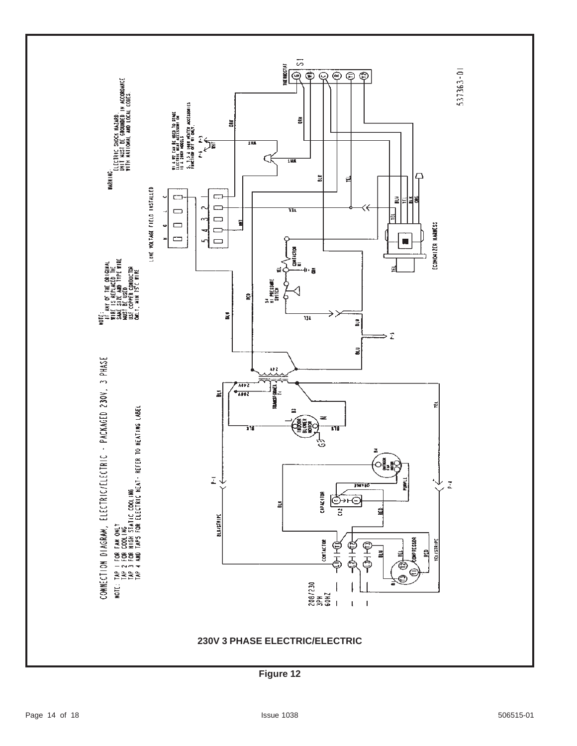CONNECTION DIAGRAM, ELECTRIC/ELECTRIC - PACKAGED 230V, 3 PHASE

NOTE: TAP 1 FOR FAN ONLY
TAP 2 FOR COOLING
TAP 3 FOR HIGH STATIC COOLING
TAP 4 AND TAP5 FOR ELECTRIC HEAT- REFER TO HEATING LABEL

NOTE:
IF ANY OF THE ORIGINAL WIRE IS REPLACED THE SAME SIZE AND TYPE WIRE MUST BE USED.
USE COPPER CONDUCTOR ONLY. MIN 75°C WIRE

WARNING:
ELECTRIC SHOCK HAZARD.
UNIT MUST BE GROUNDED IN ACCORDANCE WITH NATIONAL AND LOCAL CODES.

W1 & W2: CAN BE USED TO STAGE ELECTRIC HEAT ACCESSORY ON 15 & 20KW MODELS
5, 7.5 & 10KW HEATER ACCESSORIES FUNCTION OFF W1 ONLY.

LINE VOLTAGE FIELD INSTALLED

THERMOSTAT S1

ECONOMIZER HARNESS

537363-01

208/230
3PH
60HZ

230V 3 PHASE ELECTRIC/ELECTRIC

**Figure 12**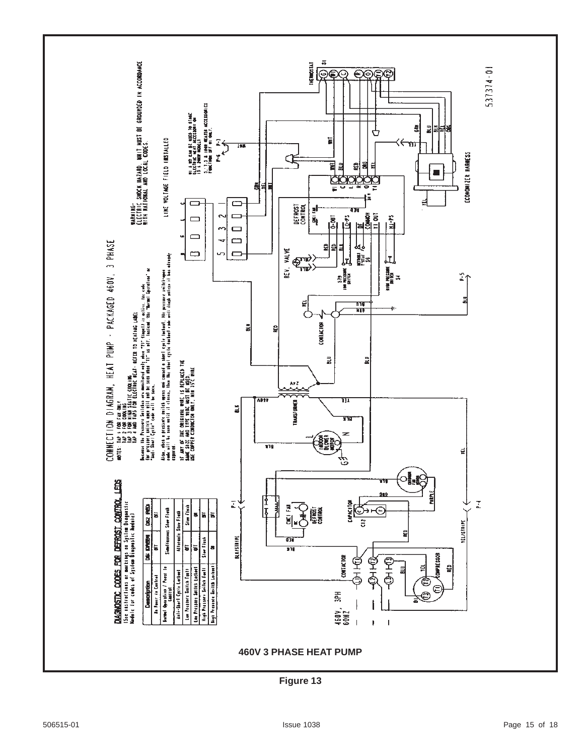## DIAGNOSTIC CODES FOR DEFROST CONTROL LEDS

(See instructions or markings on System Diagnostic Module for codes of System Diagnostic Module)

| Description | DS1 (GREEN) | DS2 (RED) |
|---|---|---|
| No Power to Control | OFF | OFF |
| Normal Operation / Power to Control | Simultaneous Slow Flash | |
| Anti-Short Cycle Lockout | Alternate Slow Flash | |
| Low Pressure Switch Fault | OFF | Slow Flash |
| Low Pressure Switch Lockout | OFF | ON |
| High Pressure Switch Fault | Slow Flash | OFF |
| High Pressure Switch Lockout | ON | OFF |

## CONNECTION DIAGRAM, HEAT PUMP - PACKAGED 460V, 3 PHASE

NOTES: TAP 1 FOR FAN ONLY
TAP 2 FOR COOLING
TAP 3 FOR HIGH STATIC COOLING
TAP 4 AND TAPS FOR ELECTRIC HEAT- REFER TO HEATING LABEL

Because the Pressure Switches are monitored only when "Y1" (input) is active, the code for pressure switch open will only be seen when "Y1" is on. Instead the "Normal Operation" or "Anti-Short Cycle" code will be seen.

Also when a pressure switch opens and caused a short cycle lockout, the pressure switch-open code will be seen until it closes, then the short cycle lockout code will flash unless it has already expired.

IF ANY OF THE ORIGINAL WIRE IS REPLACED THE SAME SIZE AND TYPE WIRE MUST BE USED. USE COPPER CONDUCTOR ONLY. MIN 75°C WIRE

WARNING-
ELECTRIC SHOCK HAZARD. UNIT MUST BE GROUNDED IN ACCORDANCE WITH NATIONAL AND LOCAL CODES.

LINE VOLTAGE FIELD INSTALLED

W1 & W2 CAN BE USED TO STAGE ELECTRIC HEAT ACCESSORY ON 15 & 20KW MODELS
5, 7.5 & 10KW HEATER ACCESSORIES FUNCTION OFF W1 ONLY.

THERMOSTAT S1: G, W1, C, R, O, Y1, Y2

DEFROST CONTROL: W1, C, L, R, O, Y1, O-OUT, LO-PS, DF COMMON, Y1 OUT, HI-PS, CMC1 FAN

ECONOMIZER HARNESS

REV. VALVE

LOW PRESSURE SWITCH S87

DEFROST T'STAT S6

HIGH PRESSURE SWITCH S4

CONTACTOR

TRANSFORMER 460V 24V

INDOOR BLOWER MOTOR

OUTDOOR FAN MOTOR

CMC1 FAN DEFROST CONTROL

CAPACITOR C12

CONTACTOR L1 T1 L2 T2 L3 T3

COMPRESSOR T1 T2 T3

460V, 3PH 60HZ

537374-01

460V 3 PHASE HEAT PUMP

Figure 13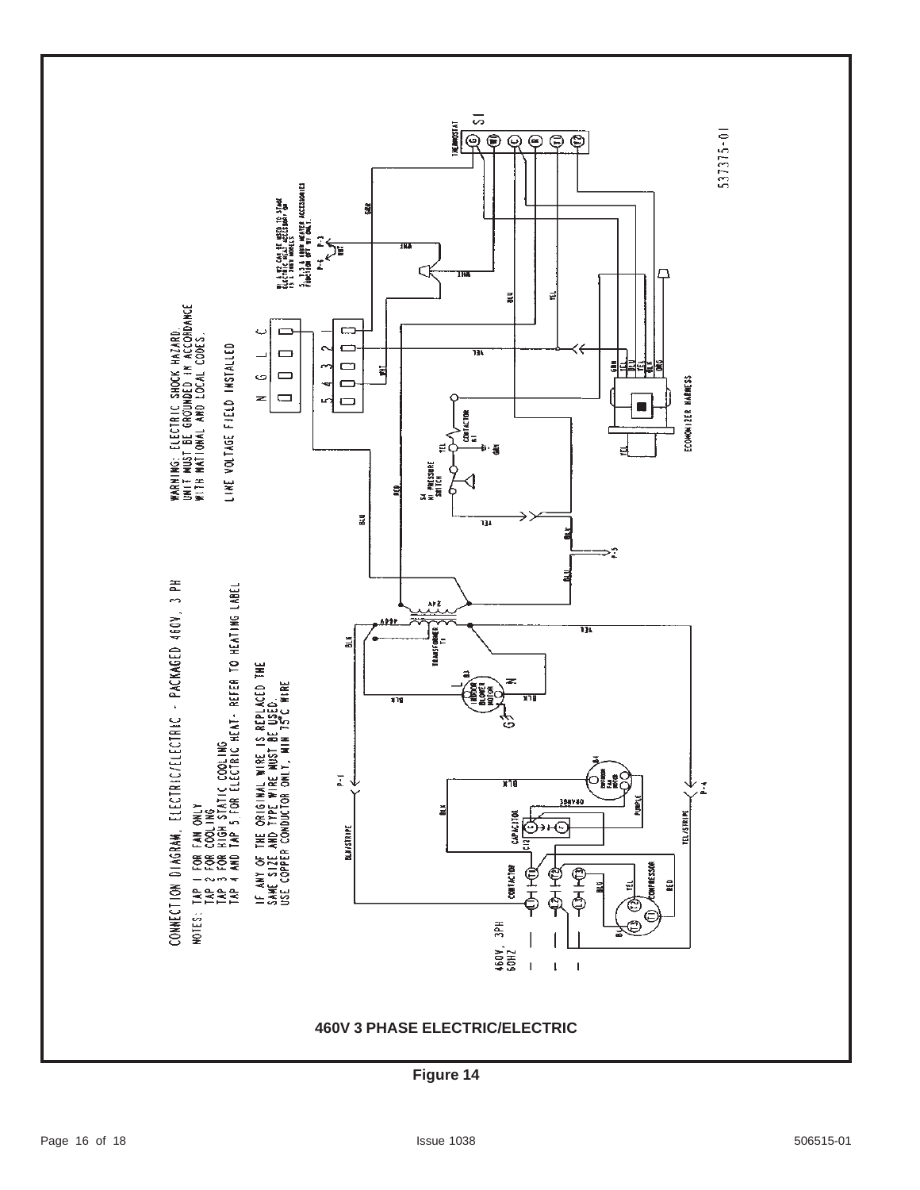CONNECTION DIAGRAM, ELECTRIC/ELECTRIC - PACKAGED 460V, 3 PH

NOTES: TAP 1 FOR FAN ONLY
TAP 2 FOR COOLING
TAP 3 FOR HIGH STATIC COOLING
TAP 4 AND TAP 5 FOR ELECTRIC HEAT- REFER TO HEATING LABEL

IF ANY OF THE ORIGINAL WIRE IS REPLACED THE SAME SIZE AND TYPE WIRE MUST BE USED. USE COPPER CONDUCTOR ONLY, MIN 75°C WIRE

WARNING: ELECTRIC SHOCK HAZARD. UNIT MUST BE GROUNDED IN ACCORDANCE WITH NATIONAL AND LOCAL CODES.

LINE VOLTAGE FIELD INSTALLED

537375-01

**460V 3 PHASE ELECTRIC/ELECTRIC**

**Figure 14**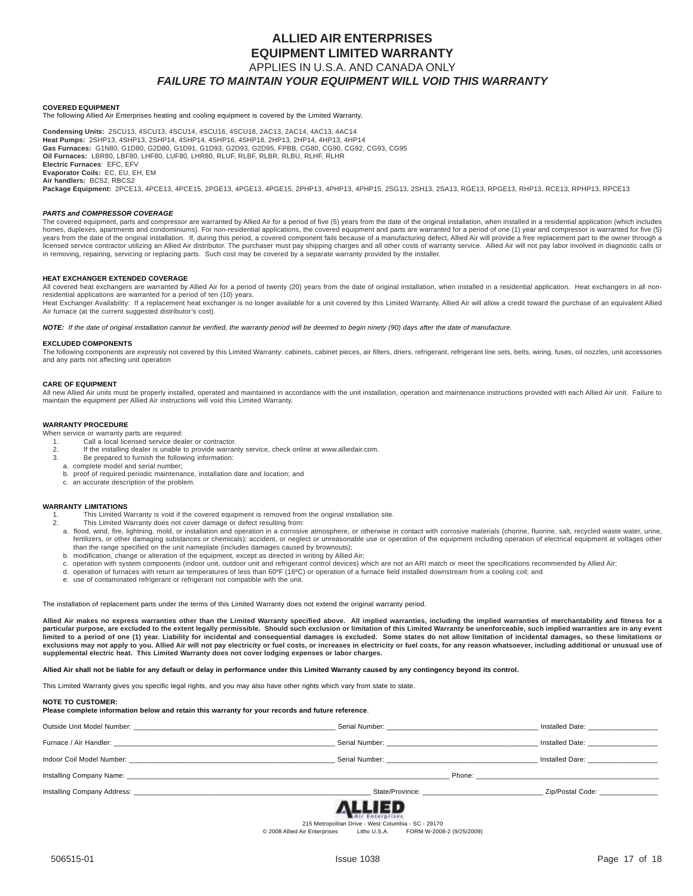# ALLIED AIR ENTERPRISES
# EQUIPMENT LIMITED WARRANTY

APPLIES IN U.S.A. AND CANADA ONLY

***FAILURE TO MAINTAIN YOUR EQUIPMENT WILL VOID THIS WARRANTY***

**COVERED EQUIPMENT**

The following Allied Air Enterprises heating and cooling equipment is covered by the Limited Warranty,

**Condensing Units:** 2SCU13, 4SCU13, 4SCU14, 4SCU16, 4SCU18, 2AC13, 2AC14, 4AC13, 4AC14
**Heat Pumps:** 2SHP13, 4SHP13, 2SHP14, 4SHP14, 4SHP16, 4SHP18, 2HP13, 2HP14, 4HP13, 4HP14
**Gas Furnaces:** G1N80, G1D80, G2D80, G1D91, G1D93, G2D93, G2D95, FPBB, CG80, CG90, CG92, CG93, CG95
**Oil Furnaces:** LBR80, LBF80, LHF80, LUF80, LHR80, RLUF, RLBF, RLBR, RLBU, RLHF, RLHR
**Electric Furnaces**: EFC, EFV
**Evaporator Coils:** EC, EU, EH, EM
**Air handlers:** BCS2, RBCS2
**Package Equipment:** 2PCE13, 4PCE13, 4PCE15, 2PGE13, 4PGE13, 4PGE15, 2PHP13, 4PHP13, 4PHP15, 2SG13, 2SH13, 2SA13, RGE13, RPGE13, RHP13, RCE13, RPHP13, RPCE13

***PARTS and COMPRESSOR COVERAGE***

The covered equipment, parts and compressor are warranted by Allied Air for a period of five (5) years from the date of the original installation, when installed in a residential application (which includes homes, duplexes, apartments and condominiums). For non-residential applications, the covered equipment and parts are warranted for a period of one (1) year and compressor is warranted for five (5) years from the date of the original installation. If, during this period, a covered component fails because of a manufacturing defect, Allied Air will provide a free replacement part to the owner through a licensed service contractor utilizing an Allied Air distributor. The purchaser must pay shipping charges and all other costs of warranty service. Allied Air will not pay labor involved in diagnostic calls or in removing, repairing, servicing or replacing parts. Such cost may be covered by a separate warranty provided by the installer.

**HEAT EXCHANGER EXTENDED COVERAGE**

All covered heat exchangers are warranted by Allied Air for a period of twenty (20) years from the date of original installation, when installed in a residential application. Heat exchangers in all non-residential applications are warranted for a period of ten (10) years.

Heat Exchanger Availability: If a replacement heat exchanger is no longer available for a unit covered by this Limited Warranty, Allied Air will allow a credit toward the purchase of an equivalent Allied Air furnace (at the current suggested distributor's cost).

***NOTE:** If the date of original installation cannot be verified, the warranty period will be deemed to begin ninety (90) days after the date of manufacture.*

**EXCLUDED COMPONENTS**

The following components are expressly not covered by this Limited Warranty: cabinets, cabinet pieces, air filters, driers, refrigerant, refrigerant line sets, belts, wiring, fuses, oil nozzles, unit accessories and any parts not affecting unit operation

**CARE OF EQUIPMENT**

All new Allied Air units must be properly installed, operated and maintained in accordance with the unit installation, operation and maintenance instructions provided with each Allied Air unit. Failure to maintain the equipment per Allied Air instructions will void this Limited Warranty.

**WARRANTY PROCEDURE**

When service or warranty parts are required:

1. Call a local licensed service dealer or contractor.
2. If the installing dealer is unable to provide warranty service, check online at www.alliedair.com.
3. Be prepared to furnish the following information:
   a. complete model and serial number;
   b. proof of required periodic maintenance, installation date and location; and
   c. an accurate description of the problem.

**WARRANTY LIMITATIONS**

1. This Limited Warranty is void if the covered equipment is removed from the original installation site.
2. This Limited Warranty does not cover damage or defect resulting from:
   a. flood, wind, fire, lightning, mold, or installation and operation in a corrosive atmosphere, or otherwise in contact with corrosive materials (chorine, fluorine, salt, recycled waste water, urine, fertilizers, or other damaging substances or chemicals); accident, or neglect or unreasonable use or operation of the equipment including operation of electrical equipment at voltages other than the range specified on the unit nameplate (includes damages caused by brownouts);
   b. modification, change or alteration of the equipment, except as directed in writing by Allied Air;
   c. operation with system components (indoor unit, outdoor unit and refrigerant control devices) which are not an ARI match or meet the specifications recommended by Allied Air;
   d. operation of furnaces with return air temperatures of less than 60ºF (16ºC) or operation of a furnace field installed downstream from a cooling coil; and
   e. use of contaminated refrigerant or refrigerant not compatible with the unit.

The installation of replacement parts under the terms of this Limited Warranty does not extend the original warranty period.

**Allied Air makes no express warranties other than the Limited Warranty specified above. All implied warranties, including the implied warranties of merchantability and fitness for a particular purpose, are excluded to the extent legally permissible. Should such exclusion or limitation of this Limited Warranty be unenforceable, such implied warranties are in any event limited to a period of one (1) year. Liability for incidental and consequential damages is excluded. Some states do not allow limitation of incidental damages, so these limitations or exclusions may not apply to you. Allied Air will not pay electricity or fuel costs, or increases in electricity or fuel costs, for any reason whatsoever, including additional or unusual use of supplemental electric heat. This Limited Warranty does not cover lodging expenses or labor charges.**

**Allied Air shall not be liable for any default or delay in performance under this Limited Warranty caused by any contingency beyond its control.**

This Limited Warranty gives you specific legal rights, and you may also have other rights which vary from state to state.

**NOTE TO CUSTOMER:**
**Please complete information below and retain this warranty for your records and future reference**.

Outside Unit Model Number: ____________________ Serial Number: ____________________ Installed Date: __________

Furnace / Air Handler: ____________________ Serial Number: ____________________ Installed Date: __________

Indoor Coil Model Number: ____________________ Serial Number: ____________________ Installed Dare: __________

Installing Company Name: ____________________ Phone: ____________________

Installing Company Address: ____________________ State/Province: ____________________ Zip/Postal Code: __________

ALLIED Air Enterprises

215 Metropolitan Drive - West Columbia - SC - 29170

© 2008 Allied Air Enterprises Litho U.S.A. FORM W-2008-2 (9/25/2009)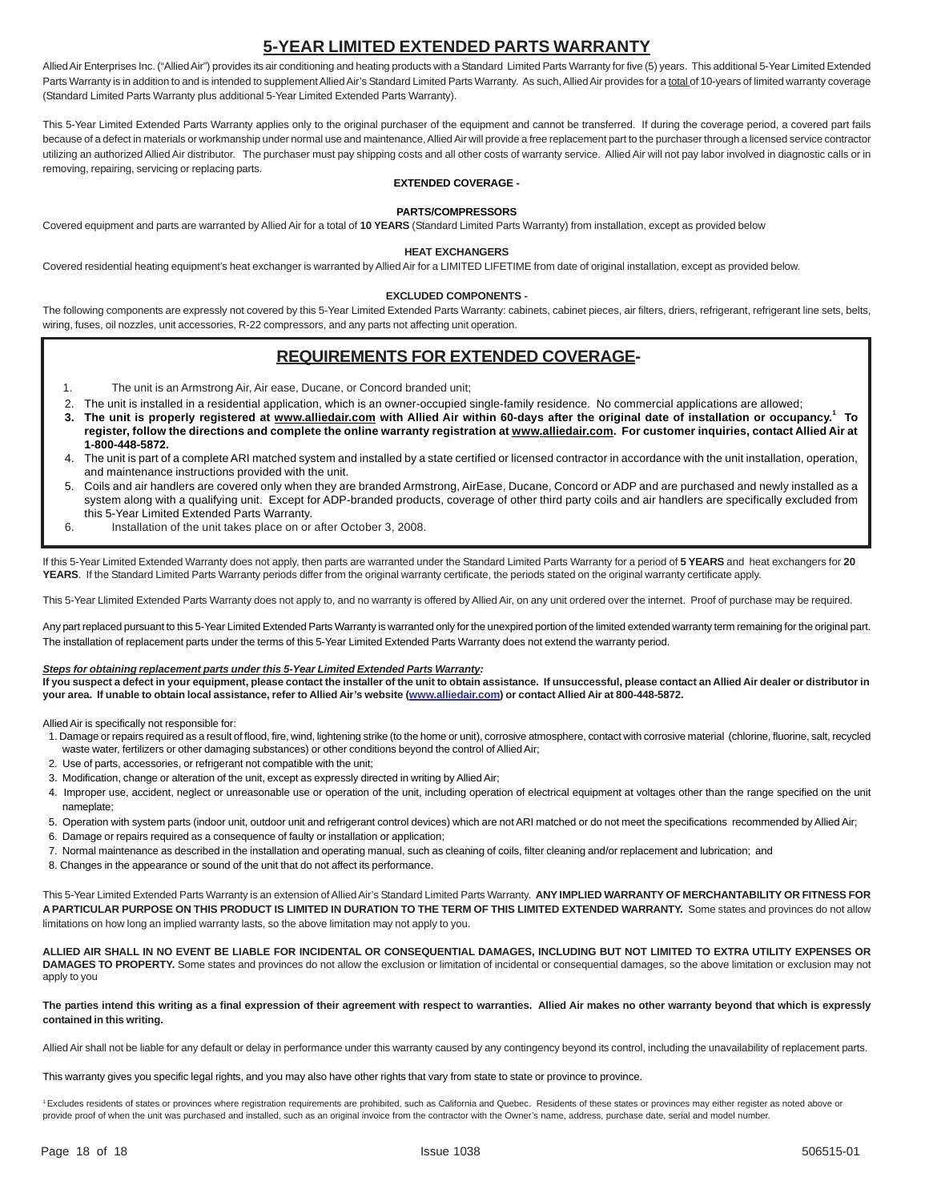# 5-YEAR LIMITED EXTENDED PARTS WARRANTY

Allied Air Enterprises Inc. ("Allied Air") provides its air conditioning and heating products with a Standard Limited Parts Warranty for five (5) years. This additional 5-Year Limited Extended Parts Warranty is in addition to and is intended to supplement Allied Air's Standard Limited Parts Warranty. As such, Allied Air provides for a total of 10-years of limited warranty coverage (Standard Limited Parts Warranty plus additional 5-Year Limited Extended Parts Warranty).

This 5-Year Limited Extended Parts Warranty applies only to the original purchaser of the equipment and cannot be transferred. If during the coverage period, a covered part fails because of a defect in materials or workmanship under normal use and maintenance, Allied Air will provide a free replacement part to the purchaser through a licensed service contractor utilizing an authorized Allied Air distributor. The purchaser must pay shipping costs and all other costs of warranty service. Allied Air will not pay labor involved in diagnostic calls or in removing, repairing, servicing or replacing parts.

**EXTENDED COVERAGE -**

**PARTS/COMPRESSORS**

Covered equipment and parts are warranted by Allied Air for a total of **10 YEARS** (Standard Limited Parts Warranty) from installation, except as provided below

**HEAT EXCHANGERS**

Covered residential heating equipment's heat exchanger is warranted by Allied Air for a LIMITED LIFETIME from date of original installation, except as provided below.

**EXCLUDED COMPONENTS -**

The following components are expressly not covered by this 5-Year Limited Extended Parts Warranty: cabinets, cabinet pieces, air filters, driers, refrigerant, refrigerant line sets, belts, wiring, fuses, oil nozzles, unit accessories, R-22 compressors, and any parts not affecting unit operation.

## REQUIREMENTS FOR EXTENDED COVERAGE-

1. The unit is an Armstrong Air, Air ease, Ducane, or Concord branded unit;
2. The unit is installed in a residential application, which is an owner-occupied single-family residence. No commercial applications are allowed;
3. **The unit is properly registered at www.alliedair.com with Allied Air within 60-days after the original date of installation or occupancy.[1] To register, follow the directions and complete the online warranty registration at www.alliedair.com. For customer inquiries, contact Allied Air at 1-800-448-5872.**
4. The unit is part of a complete ARI matched system and installed by a state certified or licensed contractor in accordance with the unit installation, operation, and maintenance instructions provided with the unit.
5. Coils and air handlers are covered only when they are branded Armstrong, AirEase, Ducane, Concord or ADP and are purchased and newly installed as a system along with a qualifying unit. Except for ADP-branded products, coverage of other third party coils and air handlers are specifically excluded from this 5-Year Limited Extended Parts Warranty.
6. Installation of the unit takes place on or after October 3, 2008.

If this 5-Year Limited Extended Warranty does not apply, then parts are warranted under the Standard Limited Parts Warranty for a period of **5 YEARS** and heat exchangers for **20 YEARS**. If the Standard Limited Parts Warranty periods differ from the original warranty certificate, the periods stated on the original warranty certificate apply.

This 5-Year Llimited Extended Parts Warranty does not apply to, and no warranty is offered by Allied Air, on any unit ordered over the internet. Proof of purchase may be required.

Any part replaced pursuant to this 5-Year Limited Extended Parts Warranty is warranted only for the unexpired portion of the limited extended warranty term remaining for the original part. The installation of replacement parts under the terms of this 5-Year Limited Extended Parts Warranty does not extend the warranty period.

***Steps for obtaining replacement parts under this 5-Year Limited Extended Parts Warranty:***

**If you suspect a defect in your equipment, please contact the installer of the unit to obtain assistance. If unsuccessful, please contact an Allied Air dealer or distributor in your area. If unable to obtain local assistance, refer to Allied Air's website (www.alliedair.com) or contact Allied Air at 800-448-5872.**

Allied Air is specifically not responsible for:

1. Damage or repairs required as a result of flood, fire, wind, lightening strike (to the home or unit), corrosive atmosphere, contact with corrosive material (chlorine, fluorine, salt, recycled waste water, fertilizers or other damaging substances) or other conditions beyond the control of Allied Air;
2. Use of parts, accessories, or refrigerant not compatible with the unit;
3. Modification, change or alteration of the unit, except as expressly directed in writing by Allied Air;
4. Improper use, accident, neglect or unreasonable use or operation of the unit, including operation of electrical equipment at voltages other than the range specified on the unit nameplate;
5. Operation with system parts (indoor unit, outdoor unit and refrigerant control devices) which are not ARI matched or do not meet the specifications recommended by Allied Air;
6. Damage or repairs required as a consequence of faulty or installation or application;
7. Normal maintenance as described in the installation and operating manual, such as cleaning of coils, filter cleaning and/or replacement and lubrication; and
8. Changes in the appearance or sound of the unit that do not affect its performance.

This 5-Year Limited Extended Parts Warranty is an extension of Allied Air's Standard Limited Parts Warranty. **ANY IMPLIED WARRANTY OF MERCHANTABILITY OR FITNESS FOR A PARTICULAR PURPOSE ON THIS PRODUCT IS LIMITED IN DURATION TO THE TERM OF THIS LIMITED EXTENDED WARRANTY.** Some states and provinces do not allow limitations on how long an implied warranty lasts, so the above limitation may not apply to you.

**ALLIED AIR SHALL IN NO EVENT BE LIABLE FOR INCIDENTAL OR CONSEQUENTIAL DAMAGES, INCLUDING BUT NOT LIMITED TO EXTRA UTILITY EXPENSES OR DAMAGES TO PROPERTY.** Some states and provinces do not allow the exclusion or limitation of incidental or consequential damages, so the above limitation or exclusion may not apply to you

**The parties intend this writing as a final expression of their agreement with respect to warranties. Allied Air makes no other warranty beyond that which is expressly contained in this writing.**

Allied Air shall not be liable for any default or delay in performance under this warranty caused by any contingency beyond its control, including the unavailability of replacement parts.

This warranty gives you specific legal rights, and you may also have other rights that vary from state to state or province to province.

[1] Excludes residents of states or provinces where registration requirements are prohibited, such as California and Quebec. Residents of these states or provinces may either register as noted above or provide proof of when the unit was purchased and installed, such as an original invoice from the contractor with the Owner's name, address, purchase date, serial and model number.